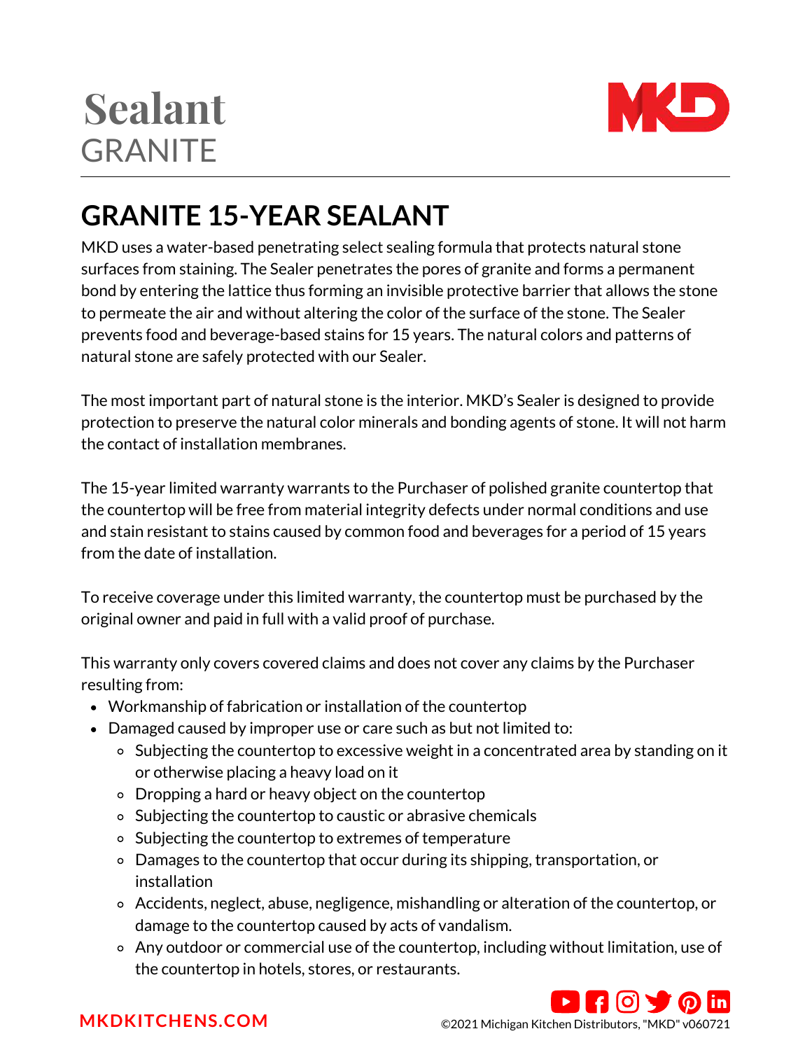# Sealant
GRANITE

## GRANITE 15-YEAR SEALANT

MKD uses a water-based penetrating select sealing formula that protects natural stone surfaces from staining. The Sealer penetrates the pores of granite and forms a permanent bond by entering the lattice thus forming an invisible protective barrier that allows the stone to permeate the air and without altering the color of the surface of the stone. The Sealer prevents food and beverage-based stains for 15 years. The natural colors and patterns of natural stone are safely protected with our Sealer.

The most important part of natural stone is the interior. MKD's Sealer is designed to provide protection to preserve the natural color minerals and bonding agents of stone. It will not harm the contact of installation membranes.

The 15-year limited warranty warrants to the Purchaser of polished granite countertop that the countertop will be free from material integrity defects under normal conditions and use and stain resistant to stains caused by common food and beverages for a period of 15 years from the date of installation.

To receive coverage under this limited warranty, the countertop must be purchased by the original owner and paid in full with a valid proof of purchase.

This warranty only covers covered claims and does not cover any claims by the Purchaser resulting from:

- Workmanship of fabrication or installation of the countertop
- Damaged caused by improper use or care such as but not limited to:
  - Subjecting the countertop to excessive weight in a concentrated area by standing on it or otherwise placing a heavy load on it
  - Dropping a hard or heavy object on the countertop
  - Subjecting the countertop to caustic or abrasive chemicals
  - Subjecting the countertop to extremes of temperature
  - Damages to the countertop that occur during its shipping, transportation, or installation
  - Accidents, neglect, abuse, negligence, mishandling or alteration of the countertop, or damage to the countertop caused by acts of vandalism.
  - Any outdoor or commercial use of the countertop, including without limitation, use of the countertop in hotels, stores, or restaurants.

MKDKITCHENS.COM

©2021 Michigan Kitchen Distributors, "MKD" v060721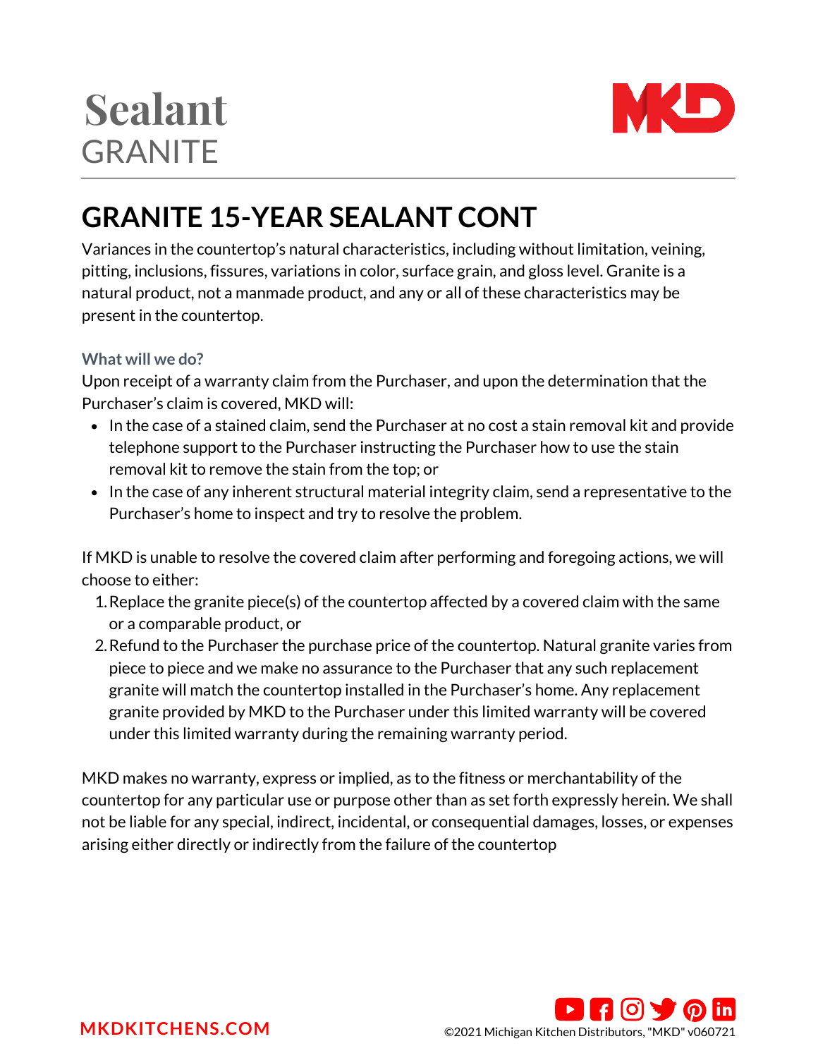# Sealant

GRANITE

## GRANITE 15-YEAR SEALANT CONT

Variances in the countertop's natural characteristics, including without limitation, veining, pitting, inclusions, fissures, variations in color, surface grain, and gloss level. Granite is a natural product, not a manmade product, and any or all of these characteristics may be present in the countertop.

### What will we do?

Upon receipt of a warranty claim from the Purchaser, and upon the determination that the Purchaser's claim is covered, MKD will:

- In the case of a stained claim, send the Purchaser at no cost a stain removal kit and provide telephone support to the Purchaser instructing the Purchaser how to use the stain removal kit to remove the stain from the top; or
- In the case of any inherent structural material integrity claim, send a representative to the Purchaser's home to inspect and try to resolve the problem.

If MKD is unable to resolve the covered claim after performing and foregoing actions, we will choose to either:

1. Replace the granite piece(s) of the countertop affected by a covered claim with the same or a comparable product, or
2. Refund to the Purchaser the purchase price of the countertop. Natural granite varies from piece to piece and we make no assurance to the Purchaser that any such replacement granite will match the countertop installed in the Purchaser's home. Any replacement granite provided by MKD to the Purchaser under this limited warranty will be covered under this limited warranty during the remaining warranty period.

MKD makes no warranty, express or implied, as to the fitness or merchantability of the countertop for any particular use or purpose other than as set forth expressly herein. We shall not be liable for any special, indirect, incidental, or consequential damages, losses, or expenses arising either directly or indirectly from the failure of the countertop

MKDKITCHENS.COM

©2021 Michigan Kitchen Distributors, "MKD" v060721